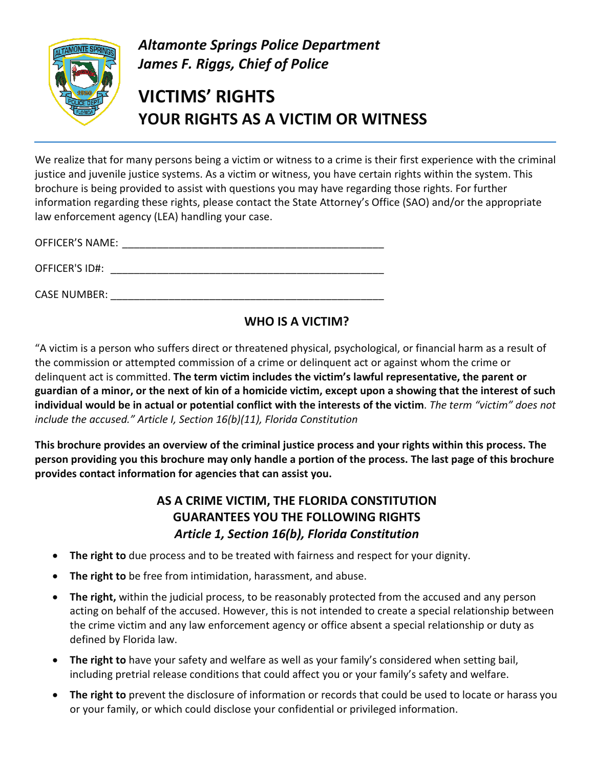*Altamonte Springs Police Department*
*James F. Riggs, Chief of Police*

# VICTIMS' RIGHTS
## YOUR RIGHTS AS A VICTIM OR WITNESS

We realize that for many persons being a victim or witness to a crime is their first experience with the criminal justice and juvenile justice systems. As a victim or witness, you have certain rights within the system. This brochure is being provided to assist with questions you may have regarding those rights. For further information regarding these rights, please contact the State Attorney's Office (SAO) and/or the appropriate law enforcement agency (LEA) handling your case.

OFFICER'S NAME: ____________________________________________

OFFICER'S ID#: ______________________________________________

CASE NUMBER: ______________________________________________

### WHO IS A VICTIM?

"A victim is a person who suffers direct or threatened physical, psychological, or financial harm as a result of the commission or attempted commission of a crime or delinquent act or against whom the crime or delinquent act is committed. **The term victim includes the victim's lawful representative, the parent or guardian of a minor, or the next of kin of a homicide victim, except upon a showing that the interest of such individual would be in actual or potential conflict with the interests of the victim**. *The term "victim" does not include the accused." Article I, Section 16(b)(11), Florida Constitution*

**This brochure provides an overview of the criminal justice process and your rights within this process. The person providing you this brochure may only handle a portion of the process. The last page of this brochure provides contact information for agencies that can assist you.**

### AS A CRIME VICTIM, THE FLORIDA CONSTITUTION GUARANTEES YOU THE FOLLOWING RIGHTS
### *Article 1, Section 16(b), Florida Constitution*

- **The right to** due process and to be treated with fairness and respect for your dignity.
- **The right to** be free from intimidation, harassment, and abuse.
- **The right,** within the judicial process, to be reasonably protected from the accused and any person acting on behalf of the accused. However, this is not intended to create a special relationship between the crime victim and any law enforcement agency or office absent a special relationship or duty as defined by Florida law.
- **The right to** have your safety and welfare as well as your family's considered when setting bail, including pretrial release conditions that could affect you or your family's safety and welfare.
- **The right to** prevent the disclosure of information or records that could be used to locate or harass you or your family, or which could disclose your confidential or privileged information.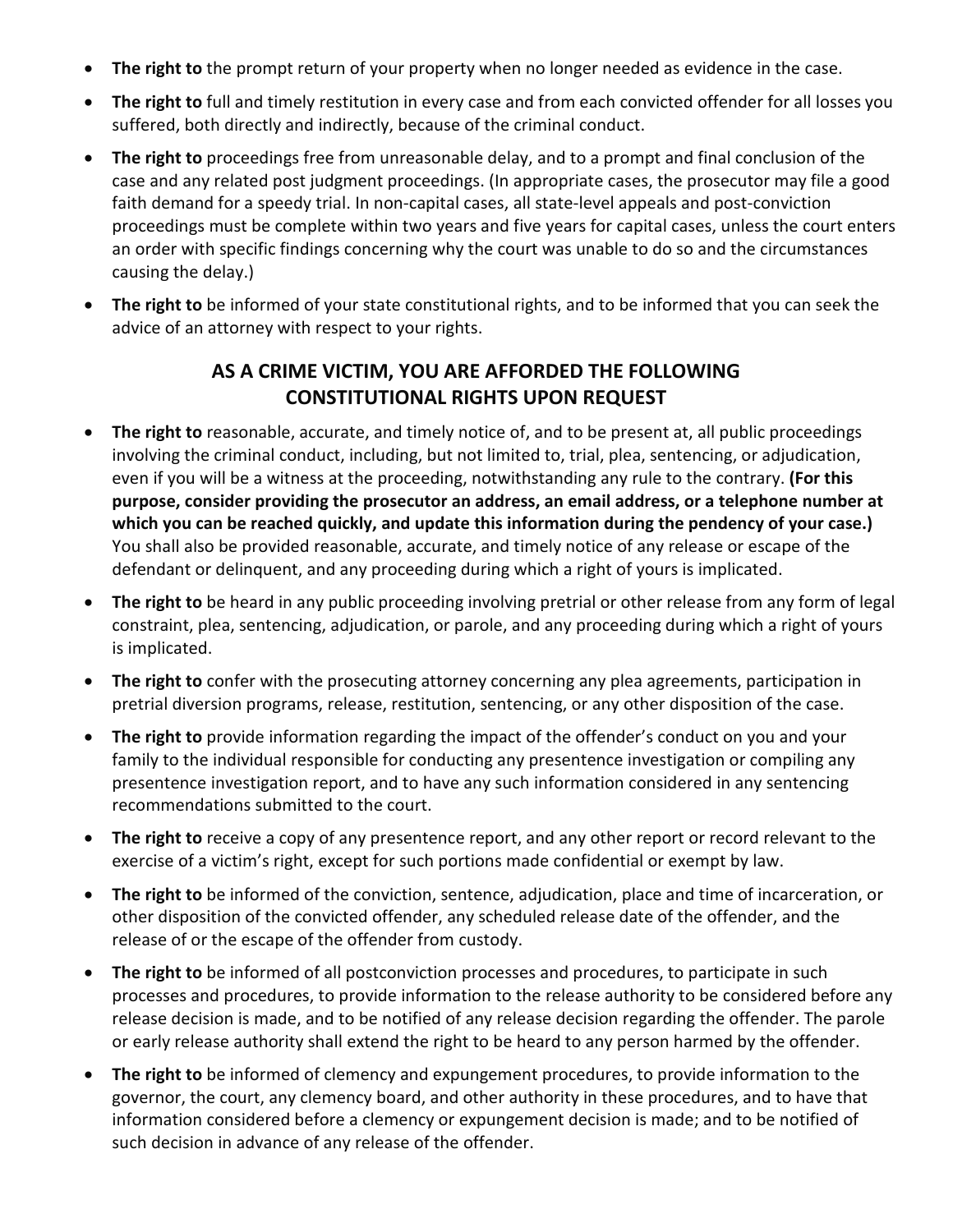- **The right to** the prompt return of your property when no longer needed as evidence in the case.
- **The right to** full and timely restitution in every case and from each convicted offender for all losses you suffered, both directly and indirectly, because of the criminal conduct.
- **The right to** proceedings free from unreasonable delay, and to a prompt and final conclusion of the case and any related post judgment proceedings. (In appropriate cases, the prosecutor may file a good faith demand for a speedy trial. In non-capital cases, all state-level appeals and post-conviction proceedings must be complete within two years and five years for capital cases, unless the court enters an order with specific findings concerning why the court was unable to do so and the circumstances causing the delay.)
- **The right to** be informed of your state constitutional rights, and to be informed that you can seek the advice of an attorney with respect to your rights.

## AS A CRIME VICTIM, YOU ARE AFFORDED THE FOLLOWING CONSTITUTIONAL RIGHTS UPON REQUEST

- **The right to** reasonable, accurate, and timely notice of, and to be present at, all public proceedings involving the criminal conduct, including, but not limited to, trial, plea, sentencing, or adjudication, even if you will be a witness at the proceeding, notwithstanding any rule to the contrary. **(For this purpose, consider providing the prosecutor an address, an email address, or a telephone number at which you can be reached quickly, and update this information during the pendency of your case.)** You shall also be provided reasonable, accurate, and timely notice of any release or escape of the defendant or delinquent, and any proceeding during which a right of yours is implicated.
- **The right to** be heard in any public proceeding involving pretrial or other release from any form of legal constraint, plea, sentencing, adjudication, or parole, and any proceeding during which a right of yours is implicated.
- **The right to** confer with the prosecuting attorney concerning any plea agreements, participation in pretrial diversion programs, release, restitution, sentencing, or any other disposition of the case.
- **The right to** provide information regarding the impact of the offender's conduct on you and your family to the individual responsible for conducting any presentence investigation or compiling any presentence investigation report, and to have any such information considered in any sentencing recommendations submitted to the court.
- **The right to** receive a copy of any presentence report, and any other report or record relevant to the exercise of a victim's right, except for such portions made confidential or exempt by law.
- **The right to** be informed of the conviction, sentence, adjudication, place and time of incarceration, or other disposition of the convicted offender, any scheduled release date of the offender, and the release of or the escape of the offender from custody.
- **The right to** be informed of all postconviction processes and procedures, to participate in such processes and procedures, to provide information to the release authority to be considered before any release decision is made, and to be notified of any release decision regarding the offender. The parole or early release authority shall extend the right to be heard to any person harmed by the offender.
- **The right to** be informed of clemency and expungement procedures, to provide information to the governor, the court, any clemency board, and other authority in these procedures, and to have that information considered before a clemency or expungement decision is made; and to be notified of such decision in advance of any release of the offender.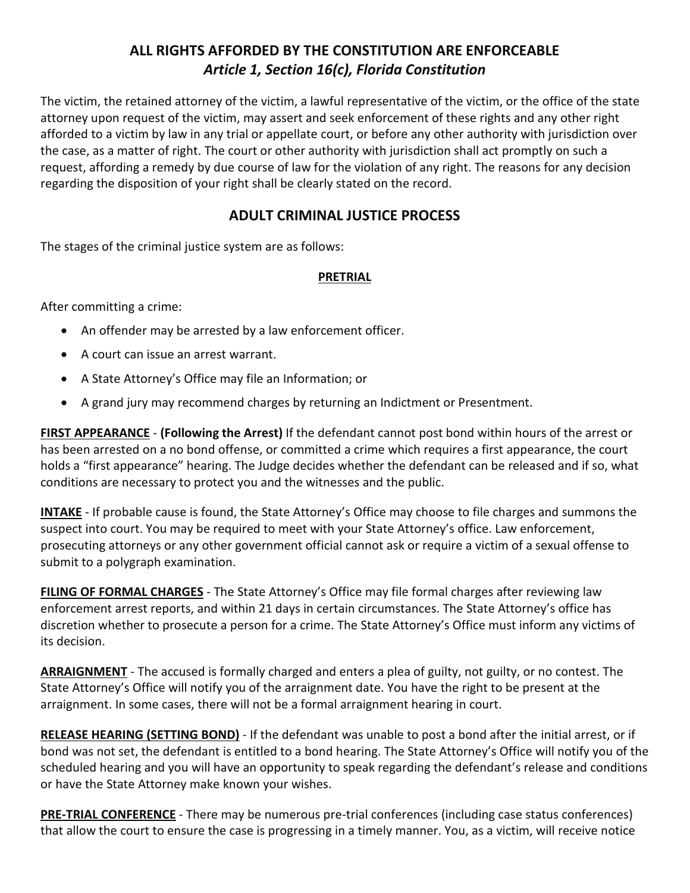## ALL RIGHTS AFFORDED BY THE CONSTITUTION ARE ENFORCEABLE
### *Article 1, Section 16(c), Florida Constitution*

The victim, the retained attorney of the victim, a lawful representative of the victim, or the office of the state attorney upon request of the victim, may assert and seek enforcement of these rights and any other right afforded to a victim by law in any trial or appellate court, or before any other authority with jurisdiction over the case, as a matter of right. The court or other authority with jurisdiction shall act promptly on such a request, affording a remedy by due course of law for the violation of any right. The reasons for any decision regarding the disposition of your right shall be clearly stated on the record.

## ADULT CRIMINAL JUSTICE PROCESS

The stages of the criminal justice system are as follows:

### PRETRIAL

After committing a crime:

- An offender may be arrested by a law enforcement officer.
- A court can issue an arrest warrant.
- A State Attorney's Office may file an Information; or
- A grand jury may recommend charges by returning an Indictment or Presentment.

**FIRST APPEARANCE** - **(Following the Arrest)** If the defendant cannot post bond within hours of the arrest or has been arrested on a no bond offense, or committed a crime which requires a first appearance, the court holds a "first appearance" hearing. The Judge decides whether the defendant can be released and if so, what conditions are necessary to protect you and the witnesses and the public.

**INTAKE** - If probable cause is found, the State Attorney's Office may choose to file charges and summons the suspect into court. You may be required to meet with your State Attorney's office. Law enforcement, prosecuting attorneys or any other government official cannot ask or require a victim of a sexual offense to submit to a polygraph examination.

**FILING OF FORMAL CHARGES** - The State Attorney's Office may file formal charges after reviewing law enforcement arrest reports, and within 21 days in certain circumstances. The State Attorney's office has discretion whether to prosecute a person for a crime. The State Attorney's Office must inform any victims of its decision.

**ARRAIGNMENT** - The accused is formally charged and enters a plea of guilty, not guilty, or no contest. The State Attorney's Office will notify you of the arraignment date. You have the right to be present at the arraignment. In some cases, there will not be a formal arraignment hearing in court.

**RELEASE HEARING (SETTING BOND)** - If the defendant was unable to post a bond after the initial arrest, or if bond was not set, the defendant is entitled to a bond hearing. The State Attorney's Office will notify you of the scheduled hearing and you will have an opportunity to speak regarding the defendant's release and conditions or have the State Attorney make known your wishes.

**PRE-TRIAL CONFERENCE** - There may be numerous pre-trial conferences (including case status conferences) that allow the court to ensure the case is progressing in a timely manner. You, as a victim, will receive notice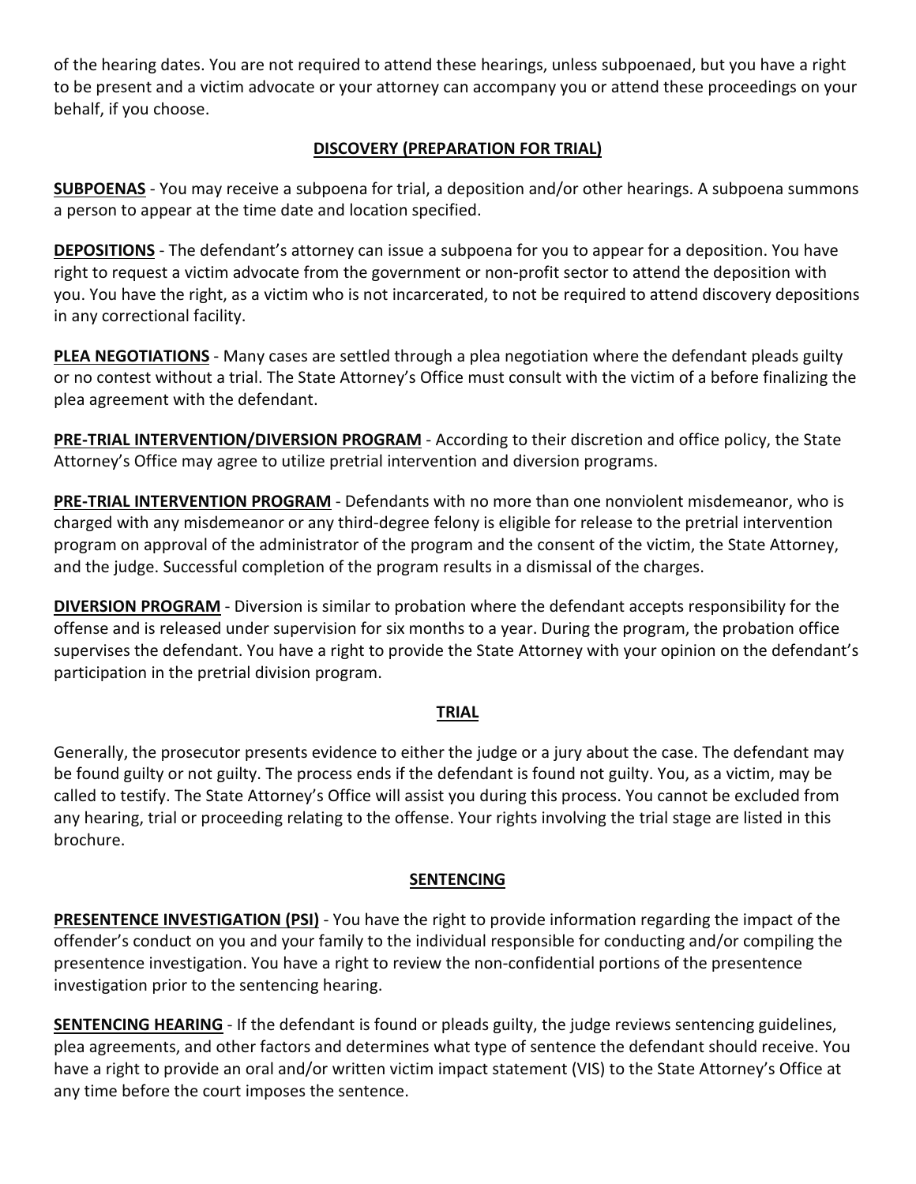of the hearing dates. You are not required to attend these hearings, unless subpoenaed, but you have a right to be present and a victim advocate or your attorney can accompany you or attend these proceedings on your behalf, if you choose.

## DISCOVERY (PREPARATION FOR TRIAL)

**SUBPOENAS** - You may receive a subpoena for trial, a deposition and/or other hearings. A subpoena summons a person to appear at the time date and location specified.

**DEPOSITIONS** - The defendant's attorney can issue a subpoena for you to appear for a deposition. You have right to request a victim advocate from the government or non-profit sector to attend the deposition with you. You have the right, as a victim who is not incarcerated, to not be required to attend discovery depositions in any correctional facility.

**PLEA NEGOTIATIONS** - Many cases are settled through a plea negotiation where the defendant pleads guilty or no contest without a trial. The State Attorney's Office must consult with the victim of a before finalizing the plea agreement with the defendant.

**PRE-TRIAL INTERVENTION/DIVERSION PROGRAM** - According to their discretion and office policy, the State Attorney's Office may agree to utilize pretrial intervention and diversion programs.

**PRE-TRIAL INTERVENTION PROGRAM** - Defendants with no more than one nonviolent misdemeanor, who is charged with any misdemeanor or any third-degree felony is eligible for release to the pretrial intervention program on approval of the administrator of the program and the consent of the victim, the State Attorney, and the judge. Successful completion of the program results in a dismissal of the charges.

**DIVERSION PROGRAM** - Diversion is similar to probation where the defendant accepts responsibility for the offense and is released under supervision for six months to a year. During the program, the probation office supervises the defendant. You have a right to provide the State Attorney with your opinion on the defendant's participation in the pretrial division program.

## TRIAL

Generally, the prosecutor presents evidence to either the judge or a jury about the case. The defendant may be found guilty or not guilty. The process ends if the defendant is found not guilty. You, as a victim, may be called to testify. The State Attorney's Office will assist you during this process. You cannot be excluded from any hearing, trial or proceeding relating to the offense. Your rights involving the trial stage are listed in this brochure.

## SENTENCING

**PRESENTENCE INVESTIGATION (PSI)** - You have the right to provide information regarding the impact of the offender's conduct on you and your family to the individual responsible for conducting and/or compiling the presentence investigation. You have a right to review the non-confidential portions of the presentence investigation prior to the sentencing hearing.

**SENTENCING HEARING** - If the defendant is found or pleads guilty, the judge reviews sentencing guidelines, plea agreements, and other factors and determines what type of sentence the defendant should receive. You have a right to provide an oral and/or written victim impact statement (VIS) to the State Attorney's Office at any time before the court imposes the sentence.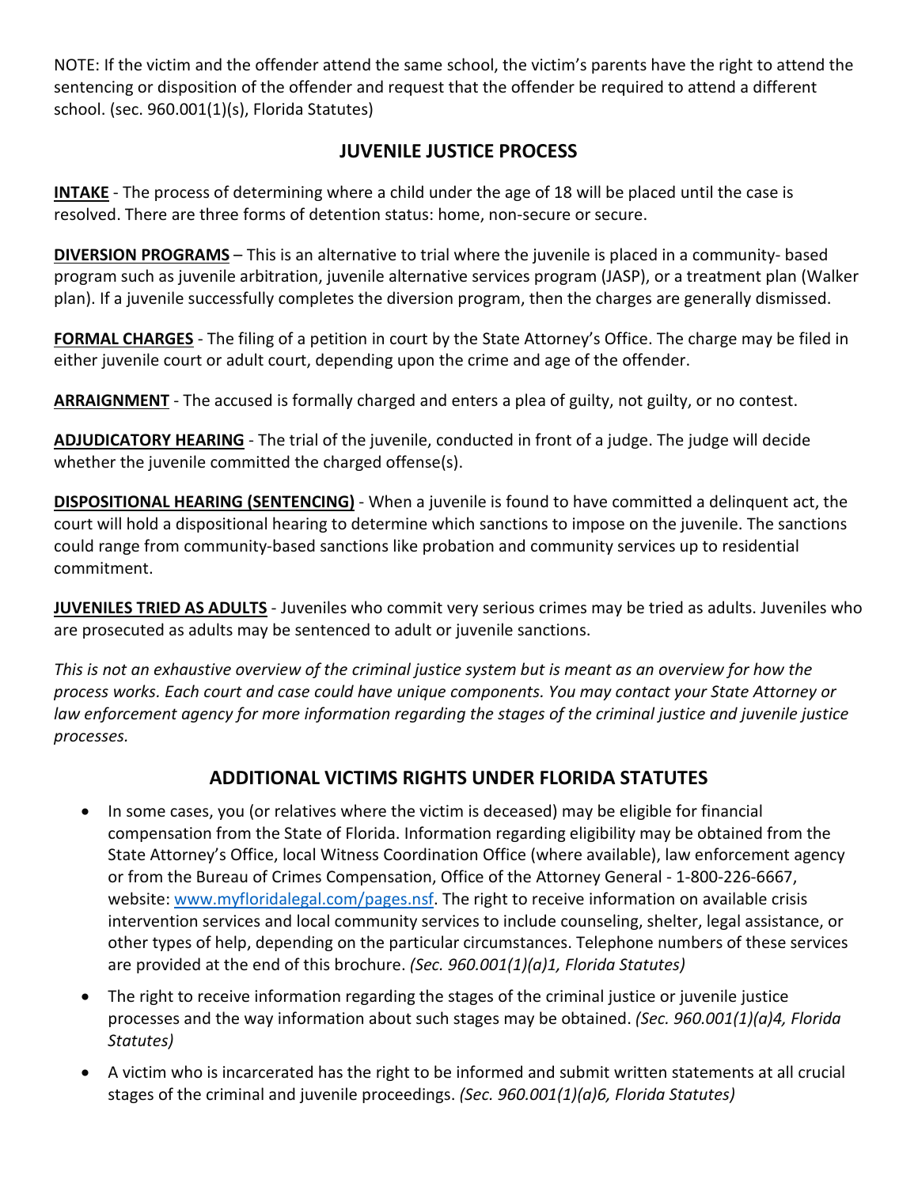NOTE: If the victim and the offender attend the same school, the victim's parents have the right to attend the sentencing or disposition of the offender and request that the offender be required to attend a different school. (sec. 960.001(1)(s), Florida Statutes)

## JUVENILE JUSTICE PROCESS

**INTAKE** - The process of determining where a child under the age of 18 will be placed until the case is resolved. There are three forms of detention status: home, non-secure or secure.

**DIVERSION PROGRAMS** – This is an alternative to trial where the juvenile is placed in a community- based program such as juvenile arbitration, juvenile alternative services program (JASP), or a treatment plan (Walker plan). If a juvenile successfully completes the diversion program, then the charges are generally dismissed.

**FORMAL CHARGES** - The filing of a petition in court by the State Attorney's Office. The charge may be filed in either juvenile court or adult court, depending upon the crime and age of the offender.

**ARRAIGNMENT** - The accused is formally charged and enters a plea of guilty, not guilty, or no contest.

**ADJUDICATORY HEARING** - The trial of the juvenile, conducted in front of a judge. The judge will decide whether the juvenile committed the charged offense(s).

**DISPOSITIONAL HEARING (SENTENCING)** - When a juvenile is found to have committed a delinquent act, the court will hold a dispositional hearing to determine which sanctions to impose on the juvenile. The sanctions could range from community-based sanctions like probation and community services up to residential commitment.

**JUVENILES TRIED AS ADULTS** - Juveniles who commit very serious crimes may be tried as adults. Juveniles who are prosecuted as adults may be sentenced to adult or juvenile sanctions.

*This is not an exhaustive overview of the criminal justice system but is meant as an overview for how the process works. Each court and case could have unique components. You may contact your State Attorney or law enforcement agency for more information regarding the stages of the criminal justice and juvenile justice processes.*

## ADDITIONAL VICTIMS RIGHTS UNDER FLORIDA STATUTES

- In some cases, you (or relatives where the victim is deceased) may be eligible for financial compensation from the State of Florida. Information regarding eligibility may be obtained from the State Attorney's Office, local Witness Coordination Office (where available), law enforcement agency or from the Bureau of Crimes Compensation, Office of the Attorney General - 1-800-226-6667, website: www.myfloridalegal.com/pages.nsf. The right to receive information on available crisis intervention services and local community services to include counseling, shelter, legal assistance, or other types of help, depending on the particular circumstances. Telephone numbers of these services are provided at the end of this brochure. *(Sec. 960.001(1)(a)1, Florida Statutes)*
- The right to receive information regarding the stages of the criminal justice or juvenile justice processes and the way information about such stages may be obtained. *(Sec. 960.001(1)(a)4, Florida Statutes)*
- A victim who is incarcerated has the right to be informed and submit written statements at all crucial stages of the criminal and juvenile proceedings. *(Sec. 960.001(1)(a)6, Florida Statutes)*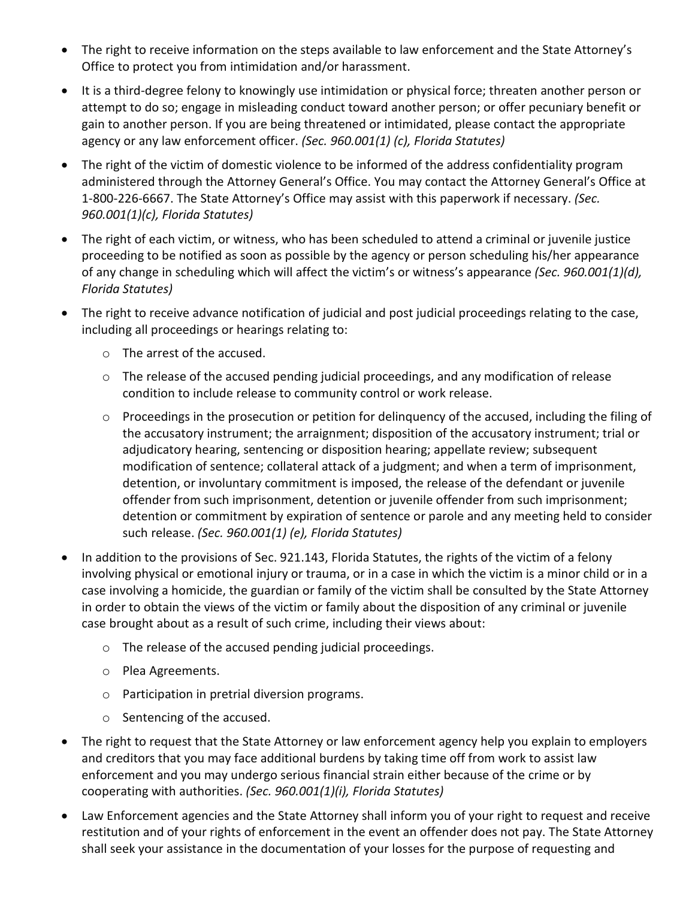- The right to receive information on the steps available to law enforcement and the State Attorney's Office to protect you from intimidation and/or harassment.
- It is a third-degree felony to knowingly use intimidation or physical force; threaten another person or attempt to do so; engage in misleading conduct toward another person; or offer pecuniary benefit or gain to another person. If you are being threatened or intimidated, please contact the appropriate agency or any law enforcement officer. *(Sec. 960.001(1) (c), Florida Statutes)*
- The right of the victim of domestic violence to be informed of the address confidentiality program administered through the Attorney General's Office. You may contact the Attorney General's Office at 1-800-226-6667. The State Attorney's Office may assist with this paperwork if necessary. *(Sec. 960.001(1)(c), Florida Statutes)*
- The right of each victim, or witness, who has been scheduled to attend a criminal or juvenile justice proceeding to be notified as soon as possible by the agency or person scheduling his/her appearance of any change in scheduling which will affect the victim's or witness's appearance *(Sec. 960.001(1)(d), Florida Statutes)*
- The right to receive advance notification of judicial and post judicial proceedings relating to the case, including all proceedings or hearings relating to:
  - The arrest of the accused.
  - The release of the accused pending judicial proceedings, and any modification of release condition to include release to community control or work release.
  - Proceedings in the prosecution or petition for delinquency of the accused, including the filing of the accusatory instrument; the arraignment; disposition of the accusatory instrument; trial or adjudicatory hearing, sentencing or disposition hearing; appellate review; subsequent modification of sentence; collateral attack of a judgment; and when a term of imprisonment, detention, or involuntary commitment is imposed, the release of the defendant or juvenile offender from such imprisonment, detention or juvenile offender from such imprisonment; detention or commitment by expiration of sentence or parole and any meeting held to consider such release. *(Sec. 960.001(1) (e), Florida Statutes)*
- In addition to the provisions of Sec. 921.143, Florida Statutes, the rights of the victim of a felony involving physical or emotional injury or trauma, or in a case in which the victim is a minor child or in a case involving a homicide, the guardian or family of the victim shall be consulted by the State Attorney in order to obtain the views of the victim or family about the disposition of any criminal or juvenile case brought about as a result of such crime, including their views about:
  - The release of the accused pending judicial proceedings.
  - Plea Agreements.
  - Participation in pretrial diversion programs.
  - Sentencing of the accused.
- The right to request that the State Attorney or law enforcement agency help you explain to employers and creditors that you may face additional burdens by taking time off from work to assist law enforcement and you may undergo serious financial strain either because of the crime or by cooperating with authorities. *(Sec. 960.001(1)(i), Florida Statutes)*
- Law Enforcement agencies and the State Attorney shall inform you of your right to request and receive restitution and of your rights of enforcement in the event an offender does not pay. The State Attorney shall seek your assistance in the documentation of your losses for the purpose of requesting and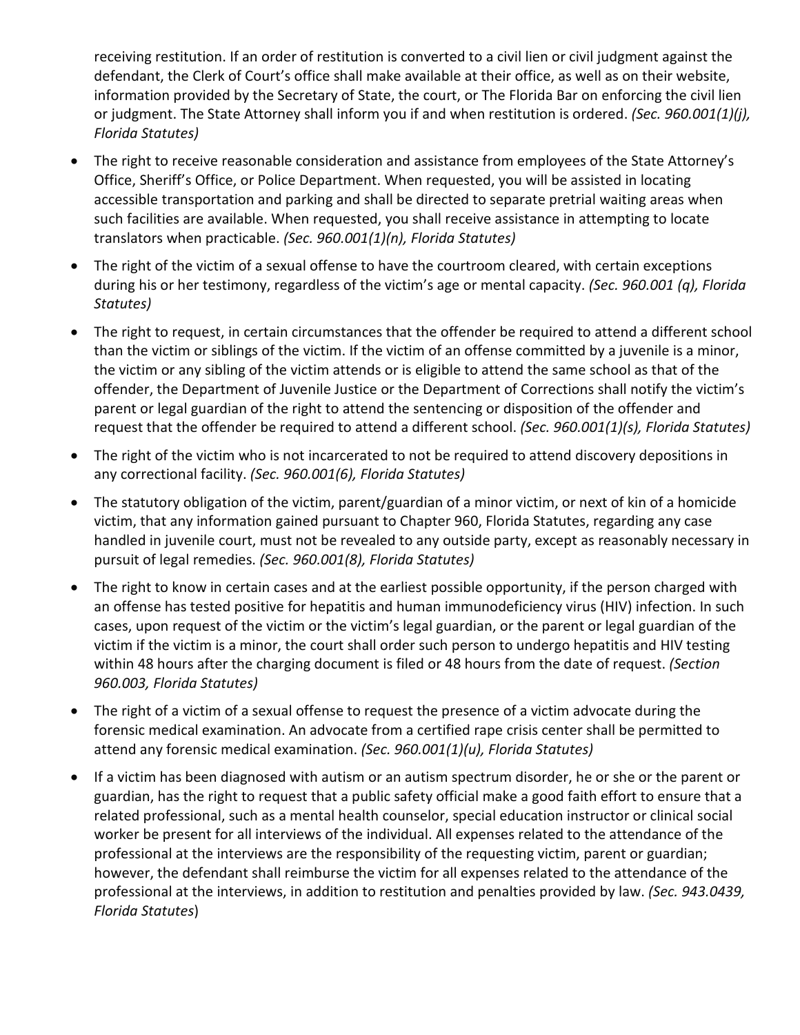receiving restitution. If an order of restitution is converted to a civil lien or civil judgment against the defendant, the Clerk of Court's office shall make available at their office, as well as on their website, information provided by the Secretary of State, the court, or The Florida Bar on enforcing the civil lien or judgment. The State Attorney shall inform you if and when restitution is ordered. *(Sec. 960.001(1)(j), Florida Statutes)*

- The right to receive reasonable consideration and assistance from employees of the State Attorney's Office, Sheriff's Office, or Police Department. When requested, you will be assisted in locating accessible transportation and parking and shall be directed to separate pretrial waiting areas when such facilities are available. When requested, you shall receive assistance in attempting to locate translators when practicable. *(Sec. 960.001(1)(n), Florida Statutes)*
- The right of the victim of a sexual offense to have the courtroom cleared, with certain exceptions during his or her testimony, regardless of the victim's age or mental capacity. *(Sec. 960.001 (q), Florida Statutes)*
- The right to request, in certain circumstances that the offender be required to attend a different school than the victim or siblings of the victim. If the victim of an offense committed by a juvenile is a minor, the victim or any sibling of the victim attends or is eligible to attend the same school as that of the offender, the Department of Juvenile Justice or the Department of Corrections shall notify the victim's parent or legal guardian of the right to attend the sentencing or disposition of the offender and request that the offender be required to attend a different school. *(Sec. 960.001(1)(s), Florida Statutes)*
- The right of the victim who is not incarcerated to not be required to attend discovery depositions in any correctional facility. *(Sec. 960.001(6), Florida Statutes)*
- The statutory obligation of the victim, parent/guardian of a minor victim, or next of kin of a homicide victim, that any information gained pursuant to Chapter 960, Florida Statutes, regarding any case handled in juvenile court, must not be revealed to any outside party, except as reasonably necessary in pursuit of legal remedies. *(Sec. 960.001(8), Florida Statutes)*
- The right to know in certain cases and at the earliest possible opportunity, if the person charged with an offense has tested positive for hepatitis and human immunodeficiency virus (HIV) infection. In such cases, upon request of the victim or the victim's legal guardian, or the parent or legal guardian of the victim if the victim is a minor, the court shall order such person to undergo hepatitis and HIV testing within 48 hours after the charging document is filed or 48 hours from the date of request. *(Section 960.003, Florida Statutes)*
- The right of a victim of a sexual offense to request the presence of a victim advocate during the forensic medical examination. An advocate from a certified rape crisis center shall be permitted to attend any forensic medical examination. *(Sec. 960.001(1)(u), Florida Statutes)*
- If a victim has been diagnosed with autism or an autism spectrum disorder, he or she or the parent or guardian, has the right to request that a public safety official make a good faith effort to ensure that a related professional, such as a mental health counselor, special education instructor or clinical social worker be present for all interviews of the individual. All expenses related to the attendance of the professional at the interviews are the responsibility of the requesting victim, parent or guardian; however, the defendant shall reimburse the victim for all expenses related to the attendance of the professional at the interviews, in addition to restitution and penalties provided by law. *(Sec. 943.0439, Florida Statutes)*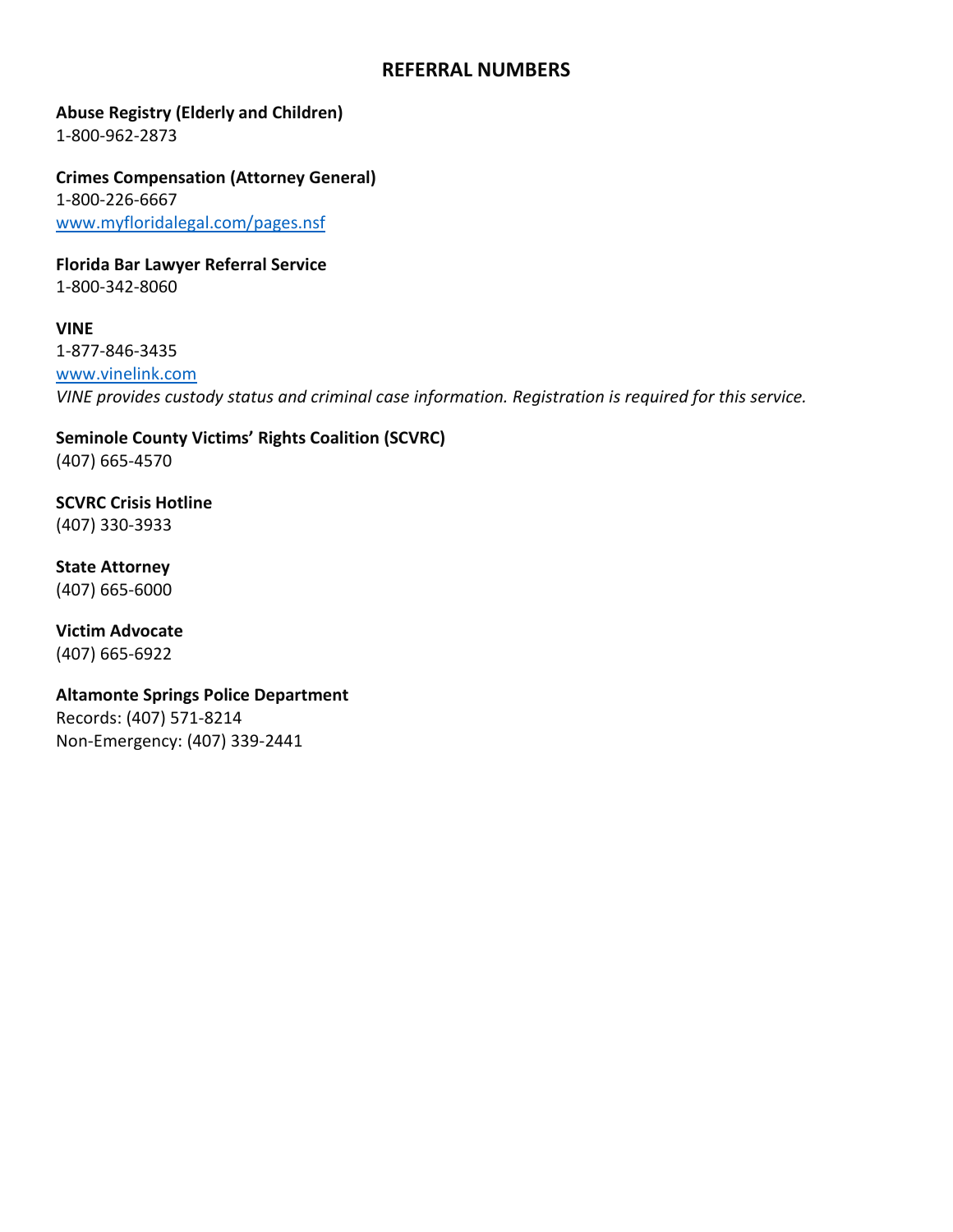## REFERRAL NUMBERS

**Abuse Registry (Elderly and Children)**
1-800-962-2873

**Crimes Compensation (Attorney General)**
1-800-226-6667
www.myfloridalegal.com/pages.nsf

**Florida Bar Lawyer Referral Service**
1-800-342-8060

**VINE**
1-877-846-3435
www.vinelink.com
*VINE provides custody status and criminal case information. Registration is required for this service.*

**Seminole County Victims' Rights Coalition (SCVRC)**
(407) 665-4570

**SCVRC Crisis Hotline**
(407) 330-3933

**State Attorney**
(407) 665-6000

**Victim Advocate**
(407) 665-6922

**Altamonte Springs Police Department**
Records: (407) 571-8214
Non-Emergency: (407) 339-2441